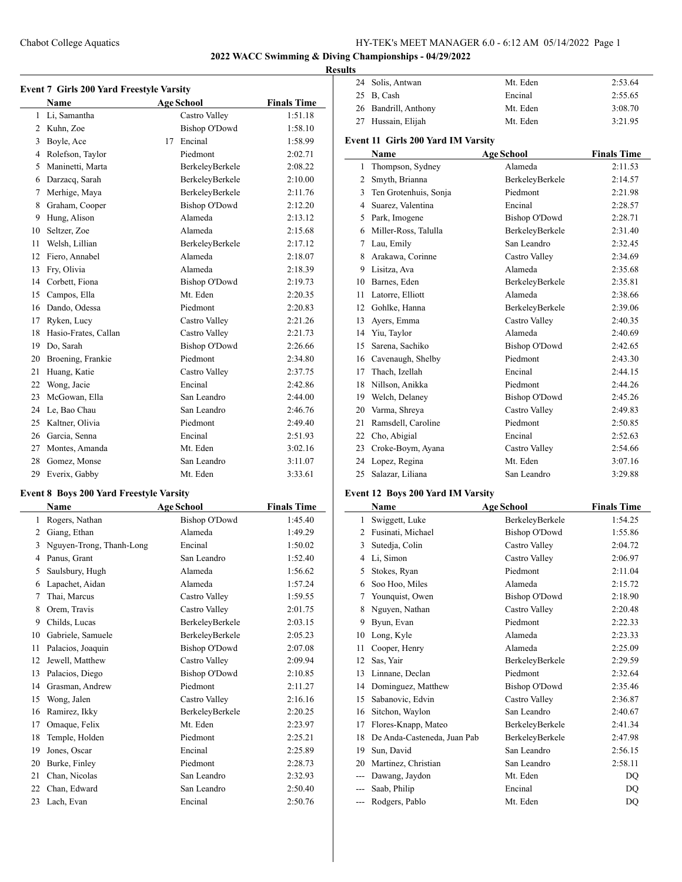## 2022 WACC Swimming & Diving Championships - 04/29/2022

### Results

#### Event 7 Girls 200 Yard Freestyle Varsity

| | Name | Age | School | Finals Time |
|---|---|---|---|---|
| 1 | Li, Samantha | | Castro Valley | 1:51.18 |
| 2 | Kuhn, Zoe | | Bishop O'Dowd | 1:58.10 |
| 3 | Boyle, Ace | 17 | Encinal | 1:58.99 |
| 4 | Rolefson, Taylor | | Piedmont | 2:02.71 |
| 5 | Maninetti, Marta | | BerkeleyBerkele | 2:08.22 |
| 6 | Darzacq, Sarah | | BerkeleyBerkele | 2:10.00 |
| 7 | Merhige, Maya | | BerkeleyBerkele | 2:11.76 |
| 8 | Graham, Cooper | | Bishop O'Dowd | 2:12.20 |
| 9 | Hung, Alison | | Alameda | 2:13.12 |
| 10 | Seltzer, Zoe | | Alameda | 2:15.68 |
| 11 | Welsh, Lillian | | BerkeleyBerkele | 2:17.12 |
| 12 | Fiero, Annabel | | Alameda | 2:18.07 |
| 13 | Fry, Olivia | | Alameda | 2:18.39 |
| 14 | Corbett, Fiona | | Bishop O'Dowd | 2:19.73 |
| 15 | Campos, Ella | | Mt. Eden | 2:20.35 |
| 16 | Dando, Odessa | | Piedmont | 2:20.83 |
| 17 | Ryken, Lucy | | Castro Valley | 2:21.26 |
| 18 | Hasio-Frates, Callan | | Castro Valley | 2:21.73 |
| 19 | Do, Sarah | | Bishop O'Dowd | 2:26.66 |
| 20 | Broening, Frankie | | Piedmont | 2:34.80 |
| 21 | Huang, Katie | | Castro Valley | 2:37.75 |
| 22 | Wong, Jacie | | Encinal | 2:42.86 |
| 23 | McGowan, Ella | | San Leandro | 2:44.00 |
| 24 | Le, Bao Chau | | San Leandro | 2:46.76 |
| 25 | Kaltner, Olivia | | Piedmont | 2:49.40 |
| 26 | Garcia, Senna | | Encinal | 2:51.93 |
| 27 | Montes, Amanda | | Mt. Eden | 3:02.16 |
| 28 | Gomez, Monse | | San Leandro | 3:11.07 |
| 29 | Everix, Gabby | | Mt. Eden | 3:33.61 |

#### Event 8 Boys 200 Yard Freestyle Varsity

| | Name | Age | School | Finals Time |
|---|---|---|---|---|
| 1 | Rogers, Nathan | | Bishop O'Dowd | 1:45.40 |
| 2 | Giang, Ethan | | Alameda | 1:49.29 |
| 3 | Nguyen-Trong, Thanh-Long | | Encinal | 1:50.02 |
| 4 | Panus, Grant | | San Leandro | 1:52.40 |
| 5 | Saulsbury, Hugh | | Alameda | 1:56.62 |
| 6 | Lapachet, Aidan | | Alameda | 1:57.24 |
| 7 | Thai, Marcus | | Castro Valley | 1:59.55 |
| 8 | Orem, Travis | | Castro Valley | 2:01.75 |
| 9 | Childs, Lucas | | BerkeleyBerkele | 2:03.15 |
| 10 | Gabriele, Samuele | | BerkeleyBerkele | 2:05.23 |
| 11 | Palacios, Joaquin | | Bishop O'Dowd | 2:07.08 |
| 12 | Jewell, Matthew | | Castro Valley | 2:09.94 |
| 13 | Palacios, Diego | | Bishop O'Dowd | 2:10.85 |
| 14 | Grasman, Andrew | | Piedmont | 2:11.27 |
| 15 | Wong, Jalen | | Castro Valley | 2:16.16 |
| 16 | Ramirez, Ikky | | BerkeleyBerkele | 2:20.25 |
| 17 | Omaque, Felix | | Mt. Eden | 2:23.97 |
| 18 | Temple, Holden | | Piedmont | 2:25.21 |
| 19 | Jones, Oscar | | Encinal | 2:25.89 |
| 20 | Burke, Finley | | Piedmont | 2:28.73 |
| 21 | Chan, Nicolas | | San Leandro | 2:32.93 |
| 22 | Chan, Edward | | San Leandro | 2:50.40 |
| 23 | Lach, Evan | | Encinal | 2:50.76 |
| 24 | Solis, Antwan | | Mt. Eden | 2:53.64 |
| 25 | B, Cash | | Encinal | 2:55.65 |
| 26 | Bandrill, Anthony | | Mt. Eden | 3:08.70 |
| 27 | Hussain, Elijah | | Mt. Eden | 3:21.95 |

#### Event 11 Girls 200 Yard IM Varsity

| | Name | Age | School | Finals Time |
|---|---|---|---|---|
| 1 | Thompson, Sydney | | Alameda | 2:11.53 |
| 2 | Smyth, Brianna | | BerkeleyBerkele | 2:14.57 |
| 3 | Ten Grotenhuis, Sonja | | Piedmont | 2:21.98 |
| 4 | Suarez, Valentina | | Encinal | 2:28.57 |
| 5 | Park, Imogene | | Bishop O'Dowd | 2:28.71 |
| 6 | Miller-Ross, Talulla | | BerkeleyBerkele | 2:31.40 |
| 7 | Lau, Emily | | San Leandro | 2:32.45 |
| 8 | Arakawa, Corinne | | Castro Valley | 2:34.69 |
| 9 | Lisitza, Ava | | Alameda | 2:35.68 |
| 10 | Barnes, Eden | | BerkeleyBerkele | 2:35.81 |
| 11 | Latorre, Elliott | | Alameda | 2:38.66 |
| 12 | Gohlke, Hanna | | BerkeleyBerkele | 2:39.06 |
| 13 | Ayers, Emma | | Castro Valley | 2:40.35 |
| 14 | Yiu, Taylor | | Alameda | 2:40.69 |
| 15 | Sarena, Sachiko | | Bishop O'Dowd | 2:42.65 |
| 16 | Cavenaugh, Shelby | | Piedmont | 2:43.30 |
| 17 | Thach, Izellah | | Encinal | 2:44.15 |
| 18 | Nillson, Anikka | | Piedmont | 2:44.26 |
| 19 | Welch, Delaney | | Bishop O'Dowd | 2:45.26 |
| 20 | Varma, Shreya | | Castro Valley | 2:49.83 |
| 21 | Ramsdell, Caroline | | Piedmont | 2:50.85 |
| 22 | Cho, Abigial | | Encinal | 2:52.63 |
| 23 | Croke-Boym, Ayana | | Castro Valley | 2:54.66 |
| 24 | Lopez, Regina | | Mt. Eden | 3:07.16 |
| 25 | Salazar, Liliana | | San Leandro | 3:29.88 |

#### Event 12 Boys 200 Yard IM Varsity

| | Name | Age | School | Finals Time |
|---|---|---|---|---|
| 1 | Swiggett, Luke | | BerkeleyBerkele | 1:54.25 |
| 2 | Fusinati, Michael | | Bishop O'Dowd | 1:55.86 |
| 3 | Sutedja, Colin | | Castro Valley | 2:04.72 |
| 4 | Li, Simon | | Castro Valley | 2:06.97 |
| 5 | Stokes, Ryan | | Piedmont | 2:11.04 |
| 6 | Soo Hoo, Miles | | Alameda | 2:15.72 |
| 7 | Younquist, Owen | | Bishop O'Dowd | 2:18.90 |
| 8 | Nguyen, Nathan | | Castro Valley | 2:20.48 |
| 9 | Byun, Evan | | Piedmont | 2:22.33 |
| 10 | Long, Kyle | | Alameda | 2:23.33 |
| 11 | Cooper, Henry | | Alameda | 2:25.09 |
| 12 | Sas, Yair | | BerkeleyBerkele | 2:29.59 |
| 13 | Linnane, Declan | | Piedmont | 2:32.64 |
| 14 | Dominguez, Matthew | | Bishop O'Dowd | 2:35.46 |
| 15 | Sabanovic, Edvin | | Castro Valley | 2:36.87 |
| 16 | Sitchon, Waylon | | San Leandro | 2:40.67 |
| 17 | Flores-Knapp, Mateo | | BerkeleyBerkele | 2:41.34 |
| 18 | De Anda-Casteneda, Juan Pab | | BerkeleyBerkele | 2:47.98 |
| 19 | Sun, David | | San Leandro | 2:56.15 |
| 20 | Martinez, Christian | | San Leandro | 2:58.11 |
| --- | Dawang, Jaydon | | Mt. Eden | DQ |
| --- | Saab, Philip | | Encinal | DQ |
| --- | Rodgers, Pablo | | Mt. Eden | DQ |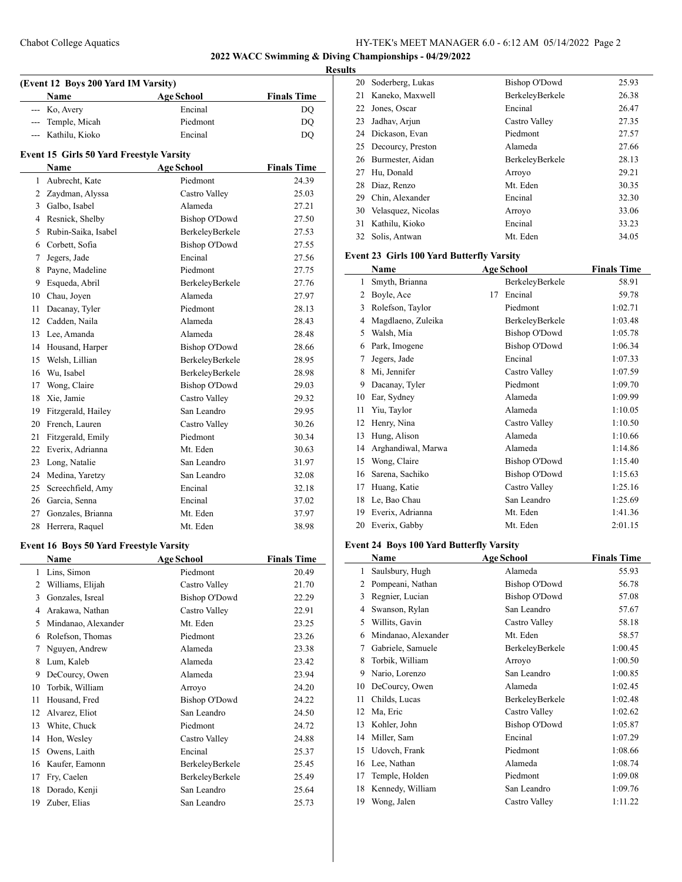## 2022 WACC Swimming & Diving Championships - 04/29/2022

**Results**

### (Event 12 Boys 200 Yard IM Varsity)

| | Name | Age | School | Finals Time |
|---|---|---|---|---|
| --- | Ko, Avery | | Encinal | DQ |
| --- | Temple, Micah | | Piedmont | DQ |
| --- | Kathilu, Kioko | | Encinal | DQ |

### Event 15 Girls 50 Yard Freestyle Varsity

| | Name | Age | School | Finals Time |
|---|---|---|---|---|
| 1 | Aubrecht, Kate | | Piedmont | 24.39 |
| 2 | Zaydman, Alyssa | | Castro Valley | 25.03 |
| 3 | Galbo, Isabel | | Alameda | 27.21 |
| 4 | Resnick, Shelby | | Bishop O'Dowd | 27.50 |
| 5 | Rubin-Saika, Isabel | | BerkeleyBerkele | 27.53 |
| 6 | Corbett, Sofia | | Bishop O'Dowd | 27.55 |
| 7 | Jegers, Jade | | Encinal | 27.56 |
| 8 | Payne, Madeline | | Piedmont | 27.75 |
| 9 | Esqueda, Abril | | BerkeleyBerkele | 27.76 |
| 10 | Chau, Joyen | | Alameda | 27.97 |
| 11 | Dacanay, Tyler | | Piedmont | 28.13 |
| 12 | Cadden, Naila | | Alameda | 28.43 |
| 13 | Lee, Amanda | | Alameda | 28.48 |
| 14 | Housand, Harper | | Bishop O'Dowd | 28.66 |
| 15 | Welsh, Lillian | | BerkeleyBerkele | 28.95 |
| 16 | Wu, Isabel | | BerkeleyBerkele | 28.98 |
| 17 | Wong, Claire | | Bishop O'Dowd | 29.03 |
| 18 | Xie, Jamie | | Castro Valley | 29.32 |
| 19 | Fitzgerald, Hailey | | San Leandro | 29.95 |
| 20 | French, Lauren | | Castro Valley | 30.26 |
| 21 | Fitzgerald, Emily | | Piedmont | 30.34 |
| 22 | Everix, Adrianna | | Mt. Eden | 30.63 |
| 23 | Long, Natalie | | San Leandro | 31.97 |
| 24 | Medina, Yaretzy | | San Leandro | 32.08 |
| 25 | Screechfield, Amy | | Encinal | 32.18 |
| 26 | Garcia, Senna | | Encinal | 37.02 |
| 27 | Gonzales, Brianna | | Mt. Eden | 37.97 |
| 28 | Herrera, Raquel | | Mt. Eden | 38.98 |

### Event 16 Boys 50 Yard Freestyle Varsity

| | Name | Age | School | Finals Time |
|---|---|---|---|---|
| 1 | Lins, Simon | | Piedmont | 20.49 |
| 2 | Williams, Elijah | | Castro Valley | 21.70 |
| 3 | Gonzales, Isreal | | Bishop O'Dowd | 22.29 |
| 4 | Arakawa, Nathan | | Castro Valley | 22.91 |
| 5 | Mindanao, Alexander | | Mt. Eden | 23.25 |
| 6 | Rolefson, Thomas | | Piedmont | 23.26 |
| 7 | Nguyen, Andrew | | Alameda | 23.38 |
| 8 | Lum, Kaleb | | Alameda | 23.42 |
| 9 | DeCourcy, Owen | | Alameda | 23.94 |
| 10 | Torbik, William | | Arroyo | 24.20 |
| 11 | Housand, Fred | | Bishop O'Dowd | 24.22 |
| 12 | Alvarez, Eliot | | San Leandro | 24.50 |
| 13 | White, Chuck | | Piedmont | 24.72 |
| 14 | Hon, Wesley | | Castro Valley | 24.88 |
| 15 | Owens, Laith | | Encinal | 25.37 |
| 16 | Kaufer, Eamonn | | BerkeleyBerkele | 25.45 |
| 17 | Fry, Caelen | | BerkeleyBerkele | 25.49 |
| 18 | Dorado, Kenji | | San Leandro | 25.64 |
| 19 | Zuber, Elias | | San Leandro | 25.73 |
| 20 | Soderberg, Lukas | | Bishop O'Dowd | 25.93 |
| 21 | Kaneko, Maxwell | | BerkeleyBerkele | 26.38 |
| 22 | Jones, Oscar | | Encinal | 26.47 |
| 23 | Jadhav, Arjun | | Castro Valley | 27.35 |
| 24 | Dickason, Evan | | Piedmont | 27.57 |
| 25 | Decourcy, Preston | | Alameda | 27.66 |
| 26 | Burmester, Aidan | | BerkeleyBerkele | 28.13 |
| 27 | Hu, Donald | | Arroyo | 29.21 |
| 28 | Diaz, Renzo | | Mt. Eden | 30.35 |
| 29 | Chin, Alexander | | Encinal | 32.30 |
| 30 | Velasquez, Nicolas | | Arroyo | 33.06 |
| 31 | Kathilu, Kioko | | Encinal | 33.23 |
| 32 | Solis, Antwan | | Mt. Eden | 34.05 |

### Event 23 Girls 100 Yard Butterfly Varsity

| | Name | Age | School | Finals Time |
|---|---|---|---|---|
| 1 | Smyth, Brianna | | BerkeleyBerkele | 58.91 |
| 2 | Boyle, Ace | 17 | Encinal | 59.78 |
| 3 | Rolefson, Taylor | | Piedmont | 1:02.71 |
| 4 | Magdlaeno, Zuleika | | BerkeleyBerkele | 1:03.48 |
| 5 | Walsh, Mia | | Bishop O'Dowd | 1:05.78 |
| 6 | Park, Imogene | | Bishop O'Dowd | 1:06.34 |
| 7 | Jegers, Jade | | Encinal | 1:07.33 |
| 8 | Mi, Jennifer | | Castro Valley | 1:07.59 |
| 9 | Dacanay, Tyler | | Piedmont | 1:09.70 |
| 10 | Ear, Sydney | | Alameda | 1:09.99 |
| 11 | Yiu, Taylor | | Alameda | 1:10.05 |
| 12 | Henry, Nina | | Castro Valley | 1:10.50 |
| 13 | Hung, Alison | | Alameda | 1:10.66 |
| 14 | Arghandiwal, Marwa | | Alameda | 1:14.86 |
| 15 | Wong, Claire | | Bishop O'Dowd | 1:15.40 |
| 16 | Sarena, Sachiko | | Bishop O'Dowd | 1:15.63 |
| 17 | Huang, Katie | | Castro Valley | 1:25.16 |
| 18 | Le, Bao Chau | | San Leandro | 1:25.69 |
| 19 | Everix, Adrianna | | Mt. Eden | 1:41.36 |
| 20 | Everix, Gabby | | Mt. Eden | 2:01.15 |

### Event 24 Boys 100 Yard Butterfly Varsity

| | Name | Age | School | Finals Time |
|---|---|---|---|---|
| 1 | Saulsbury, Hugh | | Alameda | 55.93 |
| 2 | Pompeani, Nathan | | Bishop O'Dowd | 56.78 |
| 3 | Regnier, Lucian | | Bishop O'Dowd | 57.08 |
| 4 | Swanson, Rylan | | San Leandro | 57.67 |
| 5 | Willits, Gavin | | Castro Valley | 58.18 |
| 6 | Mindanao, Alexander | | Mt. Eden | 58.57 |
| 7 | Gabriele, Samuele | | BerkeleyBerkele | 1:00.45 |
| 8 | Torbik, William | | Arroyo | 1:00.50 |
| 9 | Nario, Lorenzo | | San Leandro | 1:00.85 |
| 10 | DeCourcy, Owen | | Alameda | 1:02.45 |
| 11 | Childs, Lucas | | BerkeleyBerkele | 1:02.48 |
| 12 | Ma, Eric | | Castro Valley | 1:02.62 |
| 13 | Kohler, John | | Bishop O'Dowd | 1:05.87 |
| 14 | Miller, Sam | | Encinal | 1:07.29 |
| 15 | Udovch, Frank | | Piedmont | 1:08.66 |
| 16 | Lee, Nathan | | Alameda | 1:08.74 |
| 17 | Temple, Holden | | Piedmont | 1:09.08 |
| 18 | Kennedy, William | | San Leandro | 1:09.76 |
| 19 | Wong, Jalen | | Castro Valley | 1:11.22 |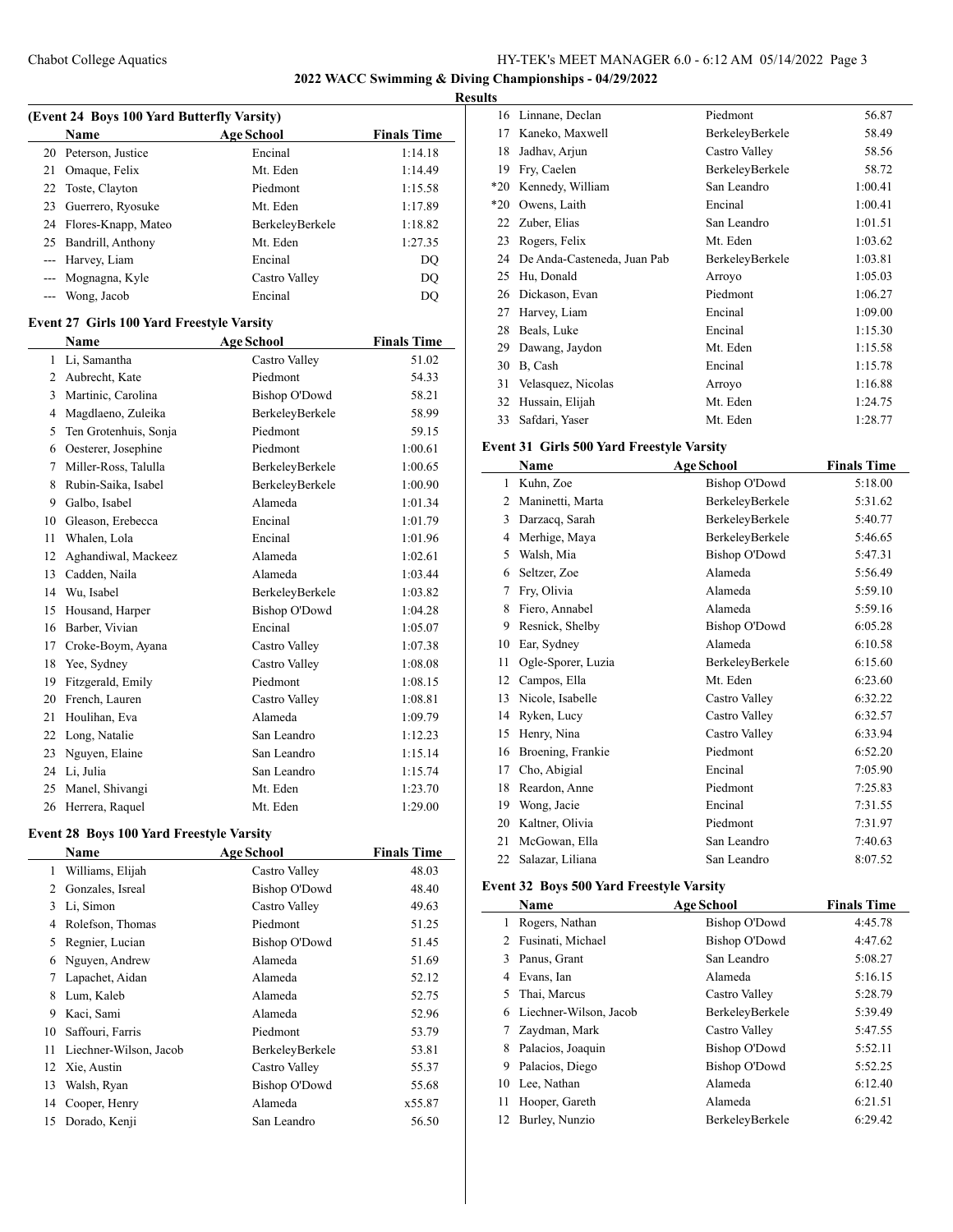**2022 WACC Swimming & Diving Championships - 04/29/2022**

**Results**

### (Event 24 Boys 100 Yard Butterfly Varsity)

| | Name | Age School | Finals Time |
|---|---|---|---|
| 20 | Peterson, Justice | Encinal | 1:14.18 |
| 21 | Omaque, Felix | Mt. Eden | 1:14.49 |
| 22 | Toste, Clayton | Piedmont | 1:15.58 |
| 23 | Guerrero, Ryosuke | Mt. Eden | 1:17.89 |
| 24 | Flores-Knapp, Mateo | BerkeleyBerkele | 1:18.82 |
| 25 | Bandrill, Anthony | Mt. Eden | 1:27.35 |
| --- | Harvey, Liam | Encinal | DQ |
| --- | Mognagna, Kyle | Castro Valley | DQ |
| --- | Wong, Jacob | Encinal | DQ |

### Event 27 Girls 100 Yard Freestyle Varsity

| | Name | Age School | Finals Time |
|---|---|---|---|
| 1 | Li, Samantha | Castro Valley | 51.02 |
| 2 | Aubrecht, Kate | Piedmont | 54.33 |
| 3 | Martinic, Carolina | Bishop O'Dowd | 58.21 |
| 4 | Magdlaeno, Zuleika | BerkeleyBerkele | 58.99 |
| 5 | Ten Grotenhuis, Sonja | Piedmont | 59.15 |
| 6 | Oesterer, Josephine | Piedmont | 1:00.61 |
| 7 | Miller-Ross, Talulla | BerkeleyBerkele | 1:00.65 |
| 8 | Rubin-Saika, Isabel | BerkeleyBerkele | 1:00.90 |
| 9 | Galbo, Isabel | Alameda | 1:01.34 |
| 10 | Gleason, Erebecca | Encinal | 1:01.79 |
| 11 | Whalen, Lola | Encinal | 1:01.96 |
| 12 | Aghandiwal, Mackeez | Alameda | 1:02.61 |
| 13 | Cadden, Naila | Alameda | 1:03.44 |
| 14 | Wu, Isabel | BerkeleyBerkele | 1:03.82 |
| 15 | Housand, Harper | Bishop O'Dowd | 1:04.28 |
| 16 | Barber, Vivian | Encinal | 1:05.07 |
| 17 | Croke-Boym, Ayana | Castro Valley | 1:07.38 |
| 18 | Yee, Sydney | Castro Valley | 1:08.08 |
| 19 | Fitzgerald, Emily | Piedmont | 1:08.15 |
| 20 | French, Lauren | Castro Valley | 1:08.81 |
| 21 | Houlihan, Eva | Alameda | 1:09.79 |
| 22 | Long, Natalie | San Leandro | 1:12.23 |
| 23 | Nguyen, Elaine | San Leandro | 1:15.14 |
| 24 | Li, Julia | San Leandro | 1:15.74 |
| 25 | Manel, Shivangi | Mt. Eden | 1:23.70 |
| 26 | Herrera, Raquel | Mt. Eden | 1:29.00 |

### Event 28 Boys 100 Yard Freestyle Varsity

| | Name | Age School | Finals Time |
|---|---|---|---|
| 1 | Williams, Elijah | Castro Valley | 48.03 |
| 2 | Gonzales, Isreal | Bishop O'Dowd | 48.40 |
| 3 | Li, Simon | Castro Valley | 49.63 |
| 4 | Rolefson, Thomas | Piedmont | 51.25 |
| 5 | Regnier, Lucian | Bishop O'Dowd | 51.45 |
| 6 | Nguyen, Andrew | Alameda | 51.69 |
| 7 | Lapachet, Aidan | Alameda | 52.12 |
| 8 | Lum, Kaleb | Alameda | 52.75 |
| 9 | Kaci, Sami | Alameda | 52.96 |
| 10 | Saffouri, Farris | Piedmont | 53.79 |
| 11 | Liechner-Wilson, Jacob | BerkeleyBerkele | 53.81 |
| 12 | Xie, Austin | Castro Valley | 55.37 |
| 13 | Walsh, Ryan | Bishop O'Dowd | 55.68 |
| 14 | Cooper, Henry | Alameda | x55.87 |
| 15 | Dorado, Kenji | San Leandro | 56.50 |
| 16 | Linnane, Declan | Piedmont | 56.87 |
| 17 | Kaneko, Maxwell | BerkeleyBerkele | 58.49 |
| 18 | Jadhav, Arjun | Castro Valley | 58.56 |
| 19 | Fry, Caelen | BerkeleyBerkele | 58.72 |
| *20 | Kennedy, William | San Leandro | 1:00.41 |
| *20 | Owens, Laith | Encinal | 1:00.41 |
| 22 | Zuber, Elias | San Leandro | 1:01.51 |
| 23 | Rogers, Felix | Mt. Eden | 1:03.62 |
| 24 | De Anda-Casteneda, Juan Pab | BerkeleyBerkele | 1:03.81 |
| 25 | Hu, Donald | Arroyo | 1:05.03 |
| 26 | Dickason, Evan | Piedmont | 1:06.27 |
| 27 | Harvey, Liam | Encinal | 1:09.00 |
| 28 | Beals, Luke | Encinal | 1:15.30 |
| 29 | Dawang, Jaydon | Mt. Eden | 1:15.58 |
| 30 | B, Cash | Encinal | 1:15.78 |
| 31 | Velasquez, Nicolas | Arroyo | 1:16.88 |
| 32 | Hussain, Elijah | Mt. Eden | 1:24.75 |
| 33 | Safdari, Yaser | Mt. Eden | 1:28.77 |

### Event 31 Girls 500 Yard Freestyle Varsity

| | Name | Age School | Finals Time |
|---|---|---|---|
| 1 | Kuhn, Zoe | Bishop O'Dowd | 5:18.00 |
| 2 | Maninetti, Marta | BerkeleyBerkele | 5:31.62 |
| 3 | Darzacq, Sarah | BerkeleyBerkele | 5:40.77 |
| 4 | Merhige, Maya | BerkeleyBerkele | 5:46.65 |
| 5 | Walsh, Mia | Bishop O'Dowd | 5:47.31 |
| 6 | Seltzer, Zoe | Alameda | 5:56.49 |
| 7 | Fry, Olivia | Alameda | 5:59.10 |
| 8 | Fiero, Annabel | Alameda | 5:59.16 |
| 9 | Resnick, Shelby | Bishop O'Dowd | 6:05.28 |
| 10 | Ear, Sydney | Alameda | 6:10.58 |
| 11 | Ogle-Sporer, Luzia | BerkeleyBerkele | 6:15.60 |
| 12 | Campos, Ella | Mt. Eden | 6:23.60 |
| 13 | Nicole, Isabelle | Castro Valley | 6:32.22 |
| 14 | Ryken, Lucy | Castro Valley | 6:32.57 |
| 15 | Henry, Nina | Castro Valley | 6:33.94 |
| 16 | Broening, Frankie | Piedmont | 6:52.20 |
| 17 | Cho, Abigial | Encinal | 7:05.90 |
| 18 | Reardon, Anne | Piedmont | 7:25.83 |
| 19 | Wong, Jacie | Encinal | 7:31.55 |
| 20 | Kaltner, Olivia | Piedmont | 7:31.97 |
| 21 | McGowan, Ella | San Leandro | 7:40.63 |
| 22 | Salazar, Liliana | San Leandro | 8:07.52 |

### Event 32 Boys 500 Yard Freestyle Varsity

| | Name | Age School | Finals Time |
|---|---|---|---|
| 1 | Rogers, Nathan | Bishop O'Dowd | 4:45.78 |
| 2 | Fusinati, Michael | Bishop O'Dowd | 4:47.62 |
| 3 | Panus, Grant | San Leandro | 5:08.27 |
| 4 | Evans, Ian | Alameda | 5:16.15 |
| 5 | Thai, Marcus | Castro Valley | 5:28.79 |
| 6 | Liechner-Wilson, Jacob | BerkeleyBerkele | 5:39.49 |
| 7 | Zaydman, Mark | Castro Valley | 5:47.55 |
| 8 | Palacios, Joaquin | Bishop O'Dowd | 5:52.11 |
| 9 | Palacios, Diego | Bishop O'Dowd | 5:52.25 |
| 10 | Lee, Nathan | Alameda | 6:12.40 |
| 11 | Hooper, Gareth | Alameda | 6:21.51 |
| 12 | Burley, Nunzio | BerkeleyBerkele | 6:29.42 |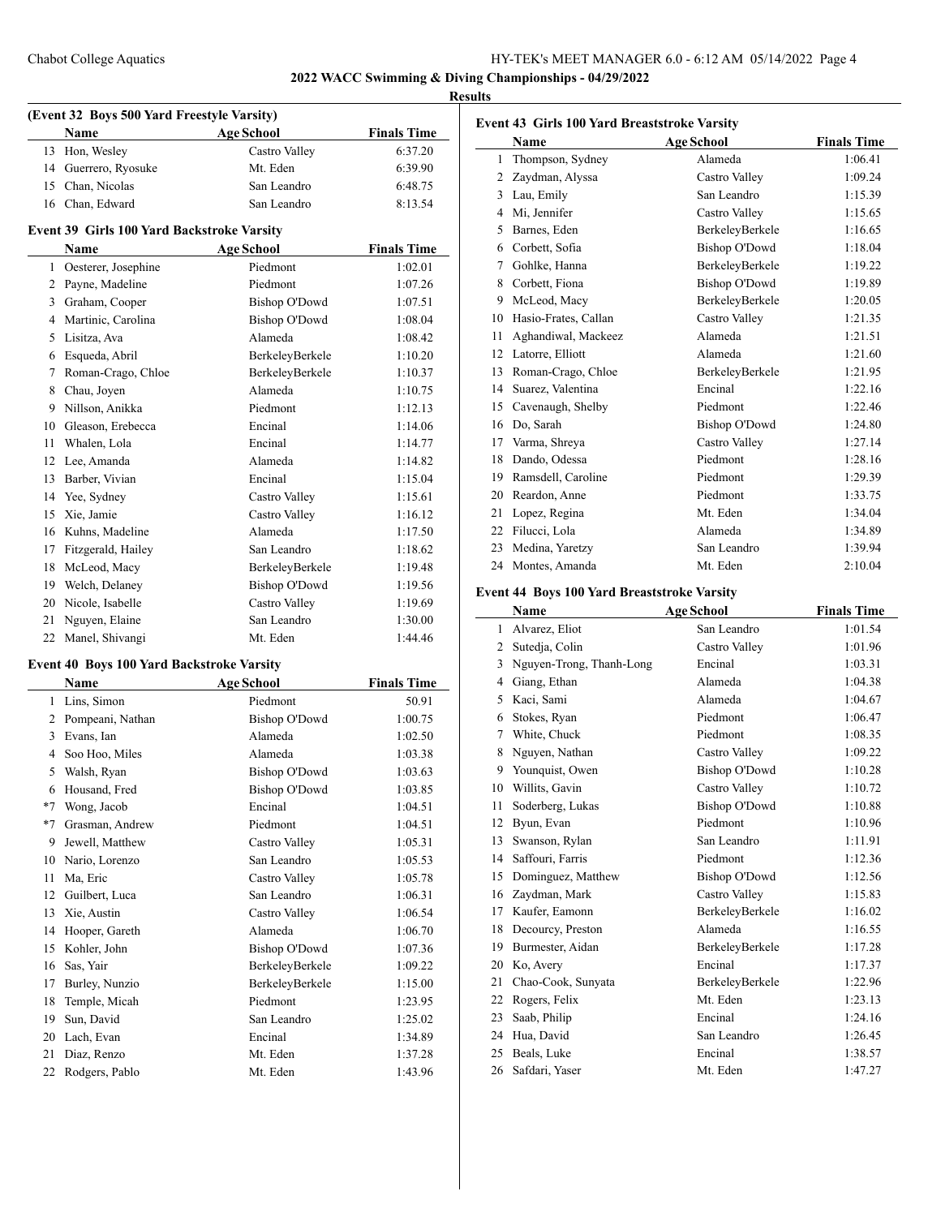**2022 WACC Swimming & Diving Championships - 04/29/2022**

**Results**

### (Event 32 Boys 500 Yard Freestyle Varsity)

| | Name | Age School | Finals Time |
|---|---|---|---|
| 13 | Hon, Wesley | Castro Valley | 6:37.20 |
| 14 | Guerrero, Ryosuke | Mt. Eden | 6:39.90 |
| 15 | Chan, Nicolas | San Leandro | 6:48.75 |
| 16 | Chan, Edward | San Leandro | 8:13.54 |

### Event 39 Girls 100 Yard Backstroke Varsity

| | Name | Age School | Finals Time |
|---|---|---|---|
| 1 | Oesterer, Josephine | Piedmont | 1:02.01 |
| 2 | Payne, Madeline | Piedmont | 1:07.26 |
| 3 | Graham, Cooper | Bishop O'Dowd | 1:07.51 |
| 4 | Martinic, Carolina | Bishop O'Dowd | 1:08.04 |
| 5 | Lisitza, Ava | Alameda | 1:08.42 |
| 6 | Esqueda, Abril | BerkeleyBerkele | 1:10.20 |
| 7 | Roman-Crago, Chloe | BerkeleyBerkele | 1:10.37 |
| 8 | Chau, Joyen | Alameda | 1:10.75 |
| 9 | Nillson, Anikka | Piedmont | 1:12.13 |
| 10 | Gleason, Erebecca | Encinal | 1:14.06 |
| 11 | Whalen, Lola | Encinal | 1:14.77 |
| 12 | Lee, Amanda | Alameda | 1:14.82 |
| 13 | Barber, Vivian | Encinal | 1:15.04 |
| 14 | Yee, Sydney | Castro Valley | 1:15.61 |
| 15 | Xie, Jamie | Castro Valley | 1:16.12 |
| 16 | Kuhns, Madeline | Alameda | 1:17.50 |
| 17 | Fitzgerald, Hailey | San Leandro | 1:18.62 |
| 18 | McLeod, Macy | BerkeleyBerkele | 1:19.48 |
| 19 | Welch, Delaney | Bishop O'Dowd | 1:19.56 |
| 20 | Nicole, Isabelle | Castro Valley | 1:19.69 |
| 21 | Nguyen, Elaine | San Leandro | 1:30.00 |
| 22 | Manel, Shivangi | Mt. Eden | 1:44.46 |

### Event 40 Boys 100 Yard Backstroke Varsity

| | Name | Age School | Finals Time |
|---|---|---|---|
| 1 | Lins, Simon | Piedmont | 50.91 |
| 2 | Pompeani, Nathan | Bishop O'Dowd | 1:00.75 |
| 3 | Evans, Ian | Alameda | 1:02.50 |
| 4 | Soo Hoo, Miles | Alameda | 1:03.38 |
| 5 | Walsh, Ryan | Bishop O'Dowd | 1:03.63 |
| 6 | Housand, Fred | Bishop O'Dowd | 1:03.85 |
| *7 | Wong, Jacob | Encinal | 1:04.51 |
| *7 | Grasman, Andrew | Piedmont | 1:04.51 |
| 9 | Jewell, Matthew | Castro Valley | 1:05.31 |
| 10 | Nario, Lorenzo | San Leandro | 1:05.53 |
| 11 | Ma, Eric | Castro Valley | 1:05.78 |
| 12 | Guilbert, Luca | San Leandro | 1:06.31 |
| 13 | Xie, Austin | Castro Valley | 1:06.54 |
| 14 | Hooper, Gareth | Alameda | 1:06.70 |
| 15 | Kohler, John | Bishop O'Dowd | 1:07.36 |
| 16 | Sas, Yair | BerkeleyBerkele | 1:09.22 |
| 17 | Burley, Nunzio | BerkeleyBerkele | 1:15.00 |
| 18 | Temple, Micah | Piedmont | 1:23.95 |
| 19 | Sun, David | San Leandro | 1:25.02 |
| 20 | Lach, Evan | Encinal | 1:34.89 |
| 21 | Diaz, Renzo | Mt. Eden | 1:37.28 |
| 22 | Rodgers, Pablo | Mt. Eden | 1:43.96 |

### Event 43 Girls 100 Yard Breaststroke Varsity

| | Name | Age School | Finals Time |
|---|---|---|---|
| 1 | Thompson, Sydney | Alameda | 1:06.41 |
| 2 | Zaydman, Alyssa | Castro Valley | 1:09.24 |
| 3 | Lau, Emily | San Leandro | 1:15.39 |
| 4 | Mi, Jennifer | Castro Valley | 1:15.65 |
| 5 | Barnes, Eden | BerkeleyBerkele | 1:16.65 |
| 6 | Corbett, Sofia | Bishop O'Dowd | 1:18.04 |
| 7 | Gohlke, Hanna | BerkeleyBerkele | 1:19.22 |
| 8 | Corbett, Fiona | Bishop O'Dowd | 1:19.89 |
| 9 | McLeod, Macy | BerkeleyBerkele | 1:20.05 |
| 10 | Hasio-Frates, Callan | Castro Valley | 1:21.35 |
| 11 | Aghandiwal, Mackeez | Alameda | 1:21.51 |
| 12 | Latorre, Elliott | Alameda | 1:21.60 |
| 13 | Roman-Crago, Chloe | BerkeleyBerkele | 1:21.95 |
| 14 | Suarez, Valentina | Encinal | 1:22.16 |
| 15 | Cavenaugh, Shelby | Piedmont | 1:22.46 |
| 16 | Do, Sarah | Bishop O'Dowd | 1:24.80 |
| 17 | Varma, Shreya | Castro Valley | 1:27.14 |
| 18 | Dando, Odessa | Piedmont | 1:28.16 |
| 19 | Ramsdell, Caroline | Piedmont | 1:29.39 |
| 20 | Reardon, Anne | Piedmont | 1:33.75 |
| 21 | Lopez, Regina | Mt. Eden | 1:34.04 |
| 22 | Filucci, Lola | Alameda | 1:34.89 |
| 23 | Medina, Yaretzy | San Leandro | 1:39.94 |
| 24 | Montes, Amanda | Mt. Eden | 2:10.04 |

### Event 44 Boys 100 Yard Breaststroke Varsity

| | Name | Age School | Finals Time |
|---|---|---|---|
| 1 | Alvarez, Eliot | San Leandro | 1:01.54 |
| 2 | Sutedja, Colin | Castro Valley | 1:01.96 |
| 3 | Nguyen-Trong, Thanh-Long | Encinal | 1:03.31 |
| 4 | Giang, Ethan | Alameda | 1:04.38 |
| 5 | Kaci, Sami | Alameda | 1:04.67 |
| 6 | Stokes, Ryan | Piedmont | 1:06.47 |
| 7 | White, Chuck | Piedmont | 1:08.35 |
| 8 | Nguyen, Nathan | Castro Valley | 1:09.22 |
| 9 | Younquist, Owen | Bishop O'Dowd | 1:10.28 |
| 10 | Willits, Gavin | Castro Valley | 1:10.72 |
| 11 | Soderberg, Lukas | Bishop O'Dowd | 1:10.88 |
| 12 | Byun, Evan | Piedmont | 1:10.96 |
| 13 | Swanson, Rylan | San Leandro | 1:11.91 |
| 14 | Saffouri, Farris | Piedmont | 1:12.36 |
| 15 | Dominguez, Matthew | Bishop O'Dowd | 1:12.56 |
| 16 | Zaydman, Mark | Castro Valley | 1:15.83 |
| 17 | Kaufer, Eamonn | BerkeleyBerkele | 1:16.02 |
| 18 | Decourcy, Preston | Alameda | 1:16.55 |
| 19 | Burmester, Aidan | BerkeleyBerkele | 1:17.28 |
| 20 | Ko, Avery | Encinal | 1:17.37 |
| 21 | Chao-Cook, Sunyata | BerkeleyBerkele | 1:22.96 |
| 22 | Rogers, Felix | Mt. Eden | 1:23.13 |
| 23 | Saab, Philip | Encinal | 1:24.16 |
| 24 | Hua, David | San Leandro | 1:26.45 |
| 25 | Beals, Luke | Encinal | 1:38.57 |
| 26 | Safdari, Yaser | Mt. Eden | 1:47.27 |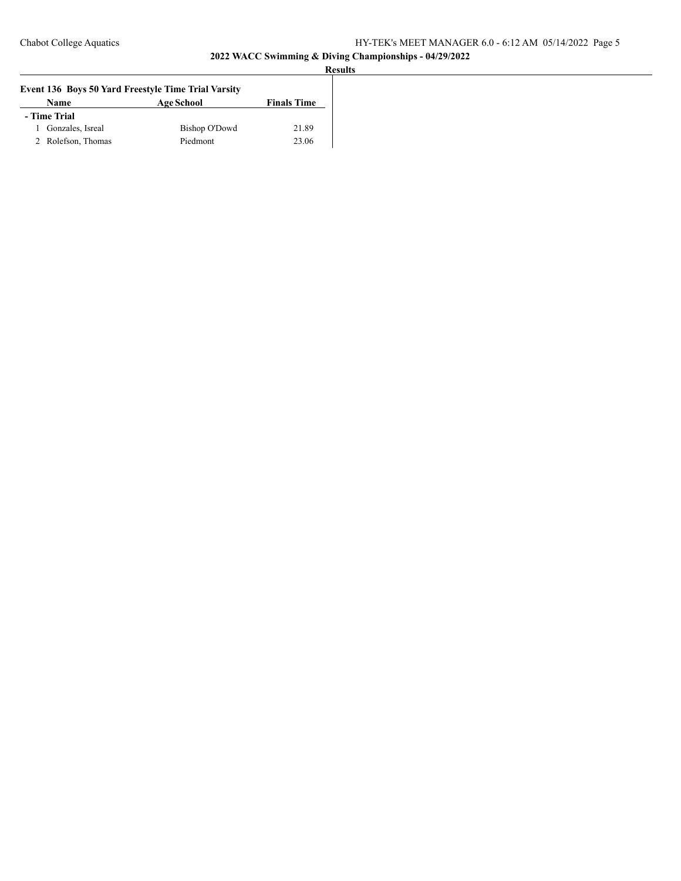## Results

### Event 136 Boys 50 Yard Freestyle Time Trial Varsity

| | Name | Age | School | Finals Time |
|---|---|---|---|---|
| **- Time Trial** | | | | |
| 1 | Gonzales, Isreal | | Bishop O'Dowd | 21.89 |
| 2 | Rolefson, Thomas | | Piedmont | 23.06 |